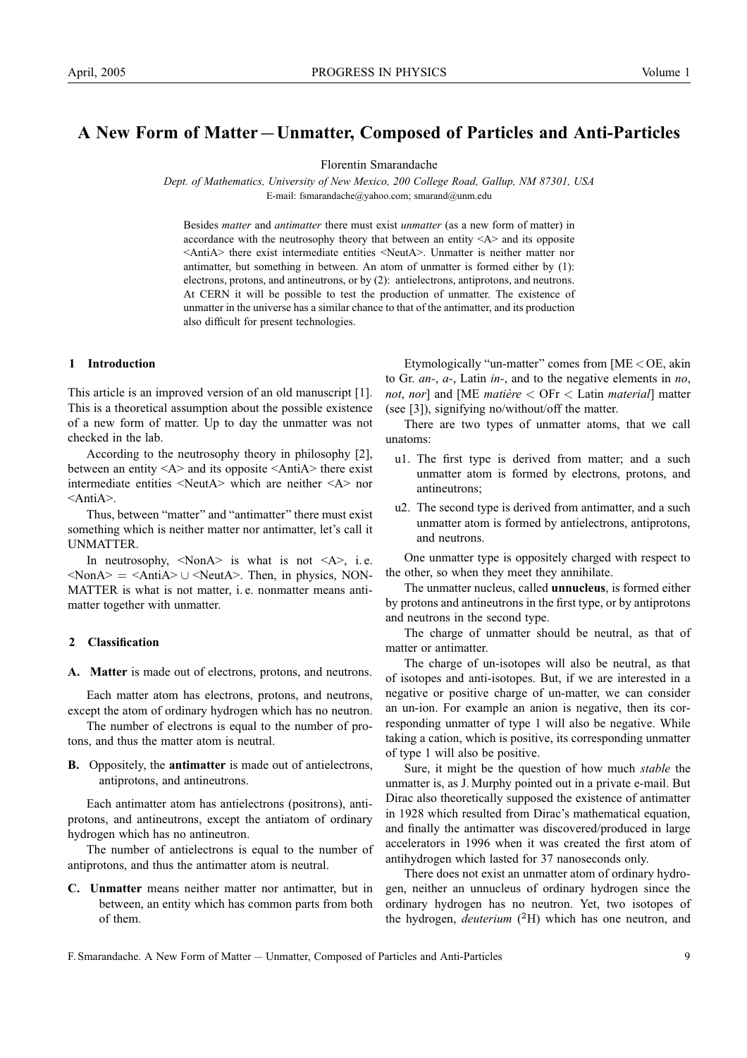# A New Form of Matter — Unmatter, Composed of Particles and Anti-Particles

Florentin Smarandache

*Dept. of Mathematics, University of New Mexico, 200 College Road, Gallup, NM 87301, USA*

E-mail: fsmarandache@yahoo.com; smarand@unm.edu

Besides *matter* and *antimatter* there must exist *unmatter* (as a new form of matter) in accordance with the neutrosophy theory that between an entity <A> and its opposite <AntiA> there exist intermediate entities <NeutA>. Unmatter is neither matter nor antimatter, but something in between. An atom of unmatter is formed either by (1): electrons, protons, and antineutrons, or by (2): antielectrons, antiprotons, and neutrons. At CERN it will be possible to test the production of unmatter. The existence of unmatter in the universe has a similar chance to that of the antimatter, and its production also difficult for present technologies.

## 1 Introduction

This article is an improved version of an old manuscript [1]. This is a theoretical assumption about the possible existence of a new form of matter. Up to day the unmatter was not checked in the lab.

According to the neutrosophy theory in philosophy [2], between an entity <A> and its opposite <AntiA> there exist intermediate entities <NeutA> which are neither <A> nor <AntiA>.

Thus, between "matter" and "antimatter" there must exist something which is neither matter nor antimatter, let's call it UNMATTER.

In neutrosophy, <NonA> is what is not <A>, i. e. <NonA> = <AntiA> ∪ <NeutA>. Then, in physics, NONMATTER is what is not matter, i. e. nonmatter means antimatter together with unmatter.

## 2 Classification

**A. Matter** is made out of electrons, protons, and neutrons.

Each matter atom has electrons, protons, and neutrons, except the atom of ordinary hydrogen which has no neutron.

The number of electrons is equal to the number of protons, and thus the matter atom is neutral.

**B.** Oppositely, the **antimatter** is made out of antielectrons, antiprotons, and antineutrons.

Each antimatter atom has antielectrons (positrons), antiprotons, and antineutrons, except the antiatom of ordinary hydrogen which has no antineutron.

The number of antielectrons is equal to the number of antiprotons, and thus the antimatter atom is neutral.

**C. Unmatter** means neither matter nor antimatter, but in between, an entity which has common parts from both of them.

Etymologically "un-matter" comes from [ME < OE, akin to Gr. *an*-, *a*-, Latin *in*-, and to the negative elements in *no*, *not*, *nor*] and [ME *matière* < OFr < Latin *material*] matter (see [3]), signifying no/without/off the matter.

There are two types of unmatter atoms, that we call unatoms:

- u1. The first type is derived from matter; and a such unmatter atom is formed by electrons, protons, and antineutrons;
- u2. The second type is derived from antimatter, and a such unmatter atom is formed by antielectrons, antiprotons, and neutrons.

One unmatter type is oppositely charged with respect to the other, so when they meet they annihilate.

The unmatter nucleus, called **unnucleus**, is formed either by protons and antineutrons in the first type, or by antiprotons and neutrons in the second type.

The charge of unmatter should be neutral, as that of matter or antimatter.

The charge of un-isotopes will also be neutral, as that of isotopes and anti-isotopes. But, if we are interested in a negative or positive charge of un-matter, we can consider an un-ion. For example an anion is negative, then its corresponding unmatter of type 1 will also be negative. While taking a cation, which is positive, its corresponding unmatter of type 1 will also be positive.

Sure, it might be the question of how much *stable* the unmatter is, as J. Murphy pointed out in a private e-mail. But Dirac also theoretically supposed the existence of antimatter in 1928 which resulted from Dirac's mathematical equation, and finally the antimatter was discovered/produced in large accelerators in 1996 when it was created the first atom of antihydrogen which lasted for 37 nanoseconds only.

There does not exist an unmatter atom of ordinary hydrogen, neither an unnucleus of ordinary hydrogen since the ordinary hydrogen has no neutron. Yet, two isotopes of the hydrogen, *deuterium* ($^{2}$H) which has one neutron, and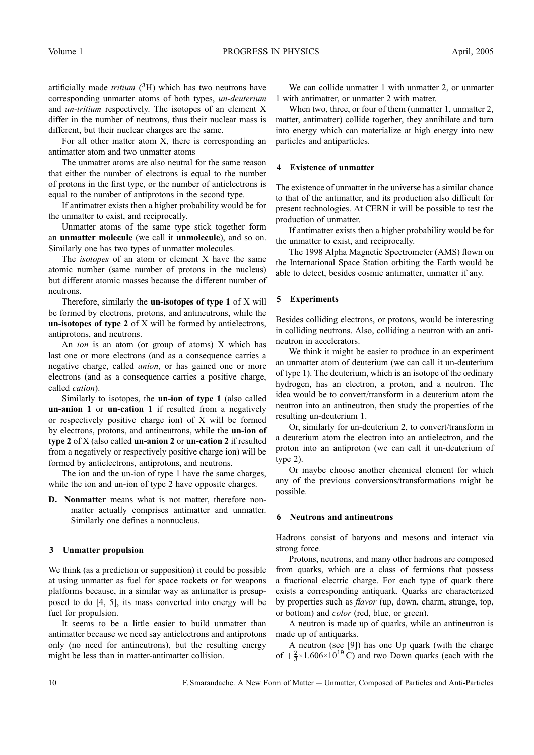artificially made *tritium* ($^3$H) which has two neutrons have corresponding unmatter atoms of both types, *un-deuterium* and *un-tritium* respectively. The isotopes of an element X differ in the number of neutrons, thus their nuclear mass is different, but their nuclear charges are the same.

For all other matter atom X, there is corresponding an antimatter atom and two unmatter atoms

The unmatter atoms are also neutral for the same reason that either the number of electrons is equal to the number of protons in the first type, or the number of antielectrons is equal to the number of antiprotons in the second type.

If antimatter exists then a higher probability would be for the unmatter to exist, and reciprocally.

Unmatter atoms of the same type stick together form an **unmatter molecule** (we call it **unmolecule**), and so on. Similarly one has two types of unmatter molecules.

The *isotopes* of an atom or element X have the same atomic number (same number of protons in the nucleus) but different atomic masses because the different number of neutrons.

Therefore, similarly the **un-isotopes of type 1** of X will be formed by electrons, protons, and antineutrons, while the **un-isotopes of type 2** of X will be formed by antielectrons, antiprotons, and neutrons.

An *ion* is an atom (or group of atoms) X which has last one or more electrons (and as a consequence carries a negative charge, called *anion*, or has gained one or more electrons (and as a consequence carries a positive charge, called *cation*).

Similarly to isotopes, the **un-ion of type 1** (also called **un-anion 1** or **un-cation 1** if resulted from a negatively or respectively positive charge ion) of X will be formed by electrons, protons, and antineutrons, while the **un-ion of type 2** of X (also called **un-anion 2** or **un-cation 2** if resulted from a negatively or respectively positive charge ion) will be formed by antielectrons, antiprotons, and neutrons.

The ion and the un-ion of type 1 have the same charges, while the ion and un-ion of type 2 have opposite charges.

**D. Nonmatter** means what is not matter, therefore nonmatter actually comprises antimatter and unmatter. Similarly one defines a nonnucleus.

## 3 Unmatter propulsion

We think (as a prediction or supposition) it could be possible at using unmatter as fuel for space rockets or for weapons platforms because, in a similar way as antimatter is presupposed to do [4, 5], its mass converted into energy will be fuel for propulsion.

It seems to be a little easier to build unmatter than antimatter because we need say antielectrons and antiprotons only (no need for antineutrons), but the resulting energy might be less than in matter-antimatter collision.

We can collide unmatter 1 with unmatter 2, or unmatter 1 with antimatter, or unmatter 2 with matter.

When two, three, or four of them (unmatter 1, unmatter 2, matter, antimatter) collide together, they annihilate and turn into energy which can materialize at high energy into new particles and antiparticles.

## 4 Existence of unmatter

The existence of unmatter in the universe has a similar chance to that of the antimatter, and its production also difficult for present technologies. At CERN it will be possible to test the production of unmatter.

If antimatter exists then a higher probability would be for the unmatter to exist, and reciprocally.

The 1998 Alpha Magnetic Spectrometer (AMS) flown on the International Space Station orbiting the Earth would be able to detect, besides cosmic antimatter, unmatter if any.

## 5 Experiments

Besides colliding electrons, or protons, would be interesting in colliding neutrons. Also, colliding a neutron with an antineutron in accelerators.

We think it might be easier to produce in an experiment an unmatter atom of deuterium (we can call it un-deuterium of type 1). The deuterium, which is an isotope of the ordinary hydrogen, has an electron, a proton, and a neutron. The idea would be to convert/transform in a deuterium atom the neutron into an antineutron, then study the properties of the resulting un-deuterium 1.

Or, similarly for un-deuterium 2, to convert/transform in a deuterium atom the electron into an antielectron, and the proton into an antiproton (we can call it un-deuterium of type 2).

Or maybe choose another chemical element for which any of the previous conversions/transformations might be possible.

## 6 Neutrons and antineutrons

Hadrons consist of baryons and mesons and interact via strong force.

Protons, neutrons, and many other hadrons are composed from quarks, which are a class of fermions that possess a fractional electric charge. For each type of quark there exists a corresponding antiquark. Quarks are characterized by properties such as *flavor* (up, down, charm, strange, top, or bottom) and *color* (red, blue, or green).

A neutron is made up of quarks, while an antineutron is made up of antiquarks.

A neutron (see [9]) has one Up quark (with the charge of $+\frac{2}{3}\times 1.606\times 10^{19}$ C) and two Down quarks (each with the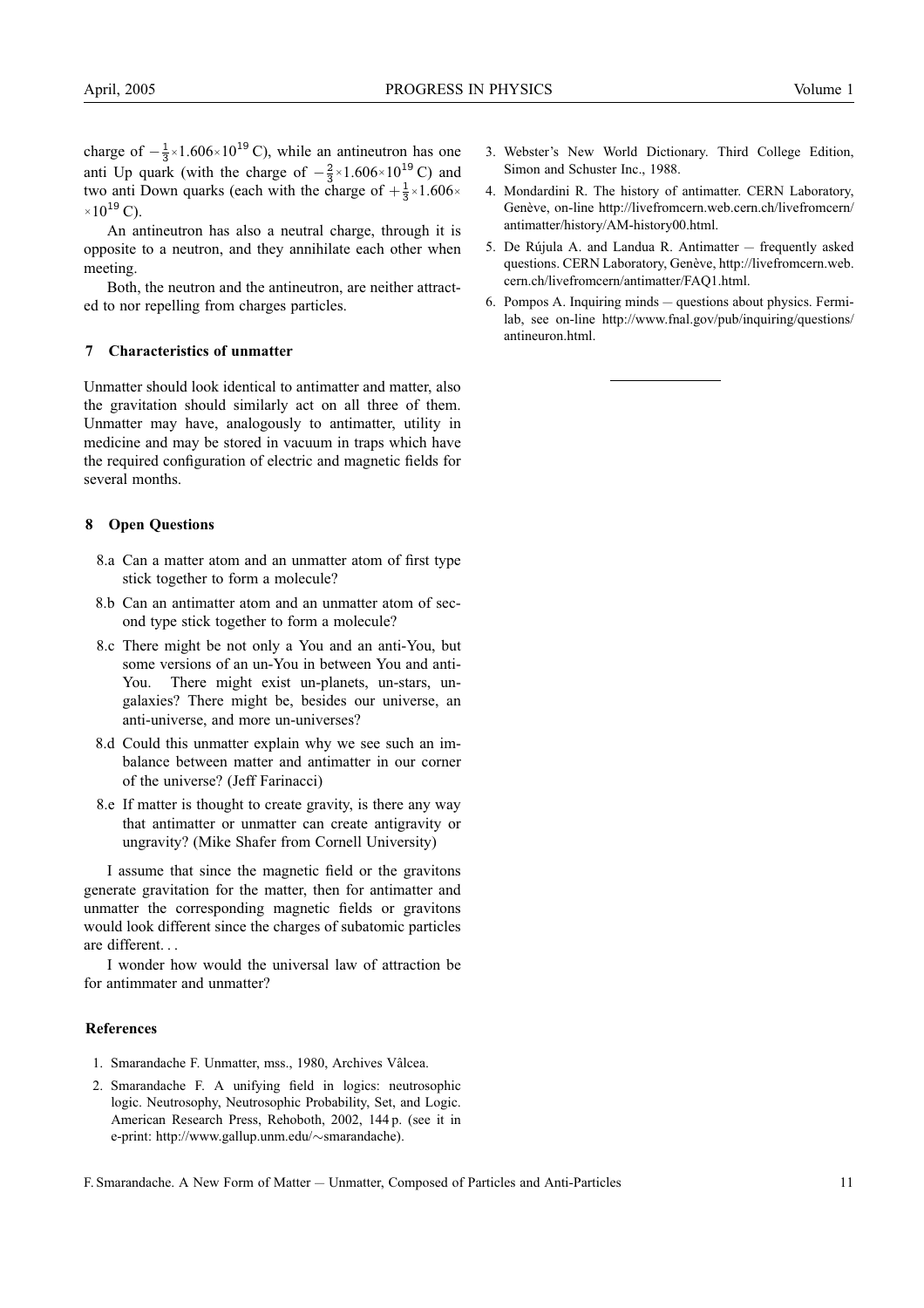charge of $-\frac{1}{3}\times 1.606\times 10^{19}$ C), while an antineutron has one anti Up quark (with the charge of $-\frac{2}{3}\times 1.606\times 10^{19}$ C) and two anti Down quarks (each with the charge of $+\frac{1}{3}\times 1.606\times$ $\times 10^{19}$ C).

An antineutron has also a neutral charge, through it is opposite to a neutron, and they annihilate each other when meeting.

Both, the neutron and the antineutron, are neither attracted to nor repelling from charges particles.

## 7 Characteristics of unmatter

Unmatter should look identical to antimatter and matter, also the gravitation should similarly act on all three of them. Unmatter may have, analogously to antimatter, utility in medicine and may be stored in vacuum in traps which have the required configuration of electric and magnetic fields for several months.

## 8 Open Questions

- 8.a Can a matter atom and an unmatter atom of first type stick together to form a molecule?
- 8.b Can an antimatter atom and an unmatter atom of second type stick together to form a molecule?
- 8.c There might be not only a You and an anti-You, but some versions of an un-You in between You and anti-You. There might exist un-planets, un-stars, un-galaxies? There might be, besides our universe, an anti-universe, and more un-universes?
- 8.d Could this unmatter explain why we see such an imbalance between matter and antimatter in our corner of the universe? (Jeff Farinacci)
- 8.e If matter is thought to create gravity, is there any way that antimatter or unmatter can create antigravity or ungravity? (Mike Shafer from Cornell University)

I assume that since the magnetic field or the gravitons generate gravitation for the matter, then for antimatter and unmatter the corresponding magnetic fields or gravitons would look different since the charges of subatomic particles are different. . .

I wonder how would the universal law of attraction be for antimmater and unmatter?

## References

1. Smarandache F. Unmatter, mss., 1980, Archives Vâlcea.
2. Smarandache F. A unifying field in logics: neutrosophic logic. Neutrosophy, Neutrosophic Probability, Set, and Logic. American Research Press, Rehoboth, 2002, 144 p. (see it in e-print: http://www.gallup.unm.edu/∼smarandache).
3. Webster's New World Dictionary. Third College Edition, Simon and Schuster Inc., 1988.
4. Mondardini R. The history of antimatter. CERN Laboratory, Genève, on-line http://livefromcern.web.cern.ch/livefromcern/antimatter/history/AM-history00.html.
5. De Rújula A. and Landua R. Antimatter — frequently asked questions. CERN Laboratory, Genève, http://livefromcern.web.cern.ch/livefromcern/antimatter/FAQ1.html.
6. Pompos A. Inquiring minds — questions about physics. Fermilab, see on-line http://www.fnal.gov/pub/inquiring/questions/antineuron.html.